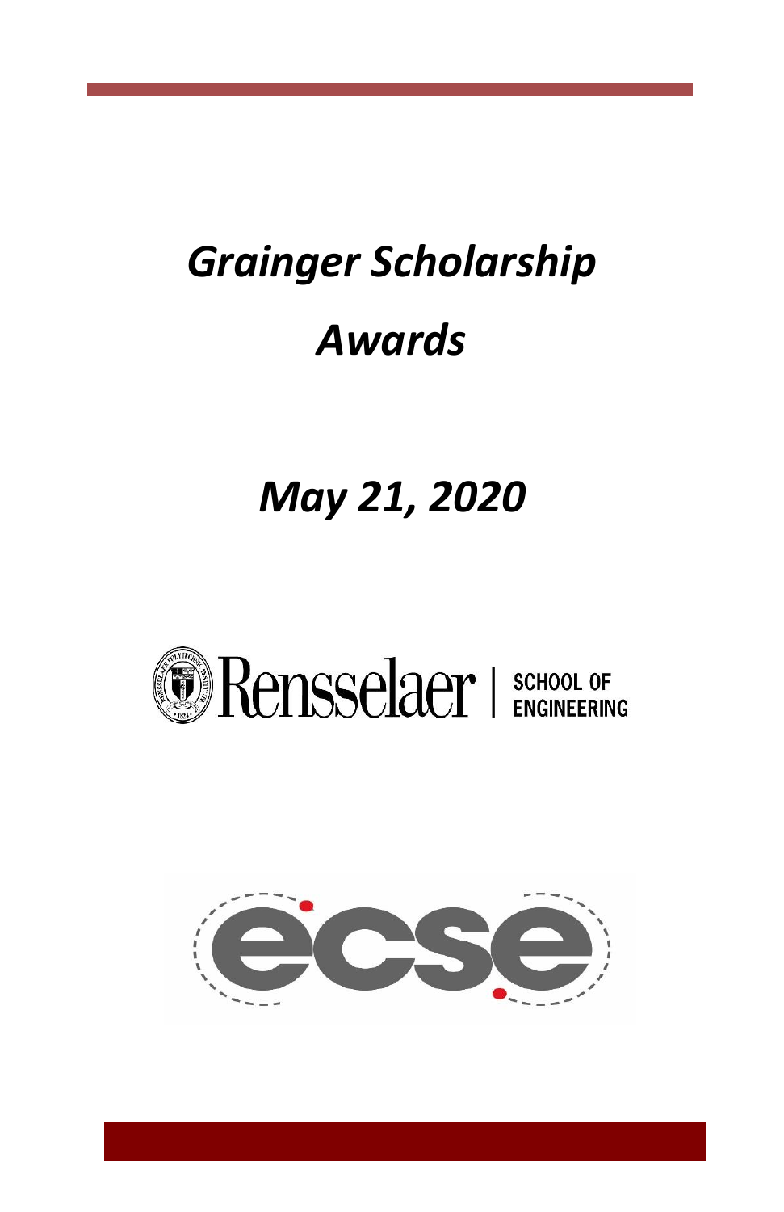# *Grainger Scholarship Awards*

## *May 21, 2020*

Rensselaer | SCHOOL OF ENGINEERING

ecse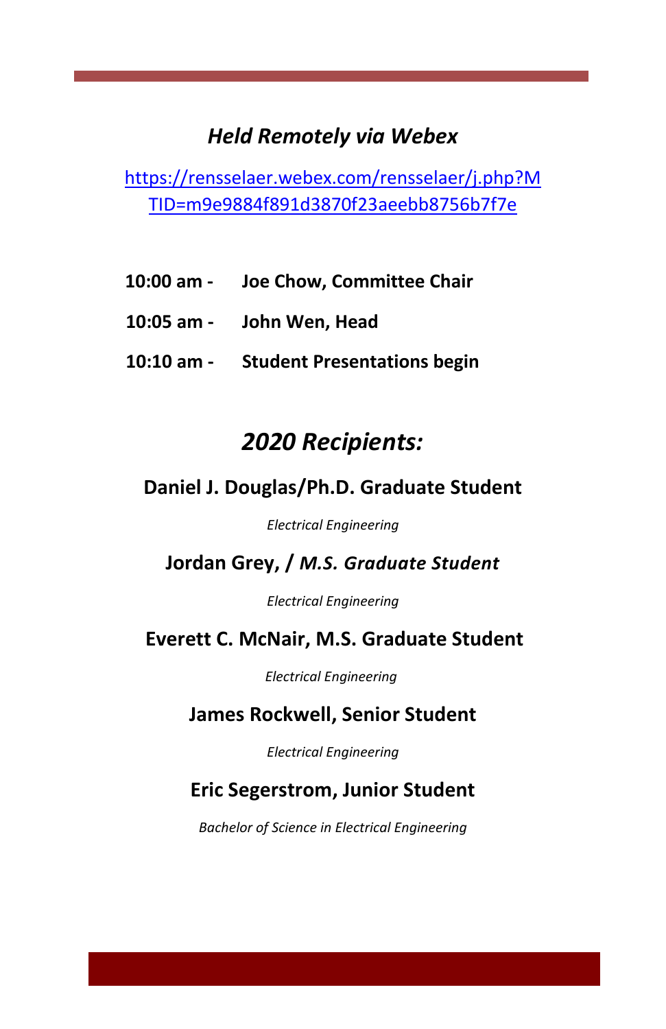## *Held Remotely via Webex*

[https://rensselaer.webex.com/rensselaer/j.php?MTID=m9e9884f891d3870f23aeebb8756b7f7e](https://rensselaer.webex.com/rensselaer/j.php?MTID=m9e9884f891d3870f23aeebb8756b7f7e)

**10:00 am -** **Joe Chow, Committee Chair**

**10:05 am -** **John Wen, Head**

**10:10 am -** **Student Presentations begin**

## *2020 Recipients:*

**Daniel J. Douglas/Ph.D. Graduate Student**

*Electrical Engineering*

**Jordan Grey, / *M.S. Graduate Student***

*Electrical Engineering*

**Everett C. McNair, M.S. Graduate Student**

*Electrical Engineering*

**James Rockwell, Senior Student**

*Electrical Engineering*

**Eric Segerstrom, Junior Student**

*Bachelor of Science in Electrical Engineering*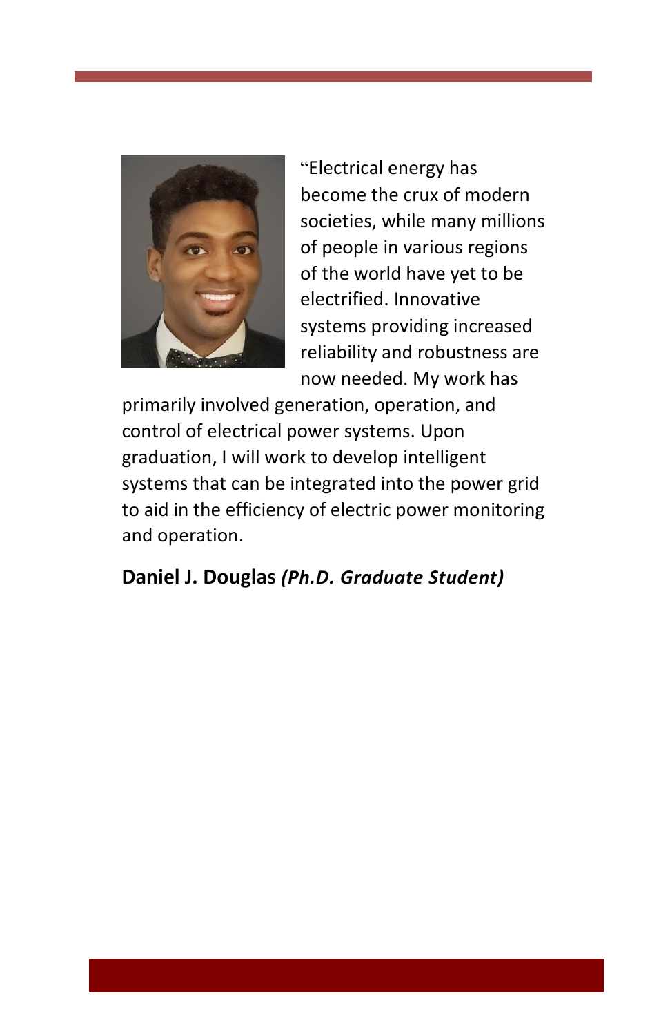"Electrical energy has become the crux of modern societies, while many millions of people in various regions of the world have yet to be electrified. Innovative systems providing increased reliability and robustness are now needed. My work has primarily involved generation, operation, and control of electrical power systems. Upon graduation, I will work to develop intelligent systems that can be integrated into the power grid to aid in the efficiency of electric power monitoring and operation.

**Daniel J. Douglas** ***(Ph.D. Graduate Student)***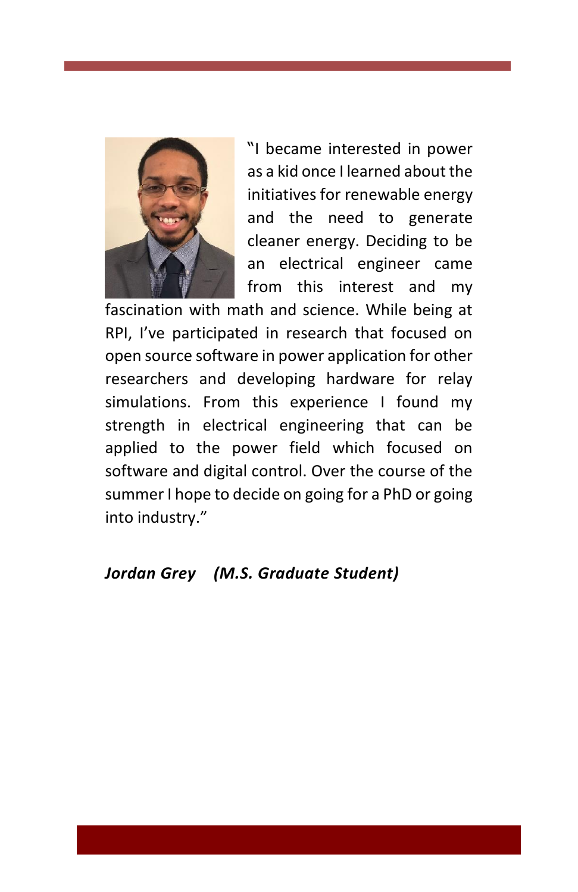"I became interested in power as a kid once I learned about the initiatives for renewable energy and the need to generate cleaner energy. Deciding to be an electrical engineer came from this interest and my fascination with math and science. While being at RPI, I've participated in research that focused on open source software in power application for other researchers and developing hardware for relay simulations. From this experience I found my strength in electrical engineering that can be applied to the power field which focused on software and digital control. Over the course of the summer I hope to decide on going for a PhD or going into industry."

***Jordan Grey (M.S. Graduate Student)***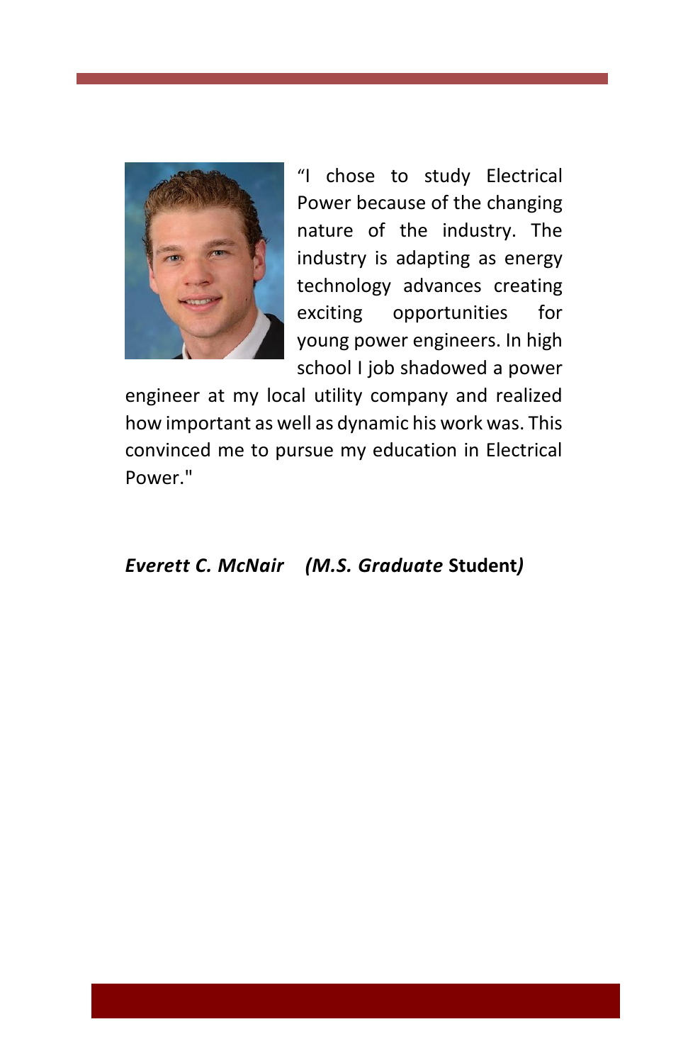"I chose to study Electrical Power because of the changing nature of the industry. The industry is adapting as energy technology advances creating exciting opportunities for young power engineers. In high school I job shadowed a power engineer at my local utility company and realized how important as well as dynamic his work was. This convinced me to pursue my education in Electrical Power."

***Everett C. McNair (M.S. Graduate* Student*)***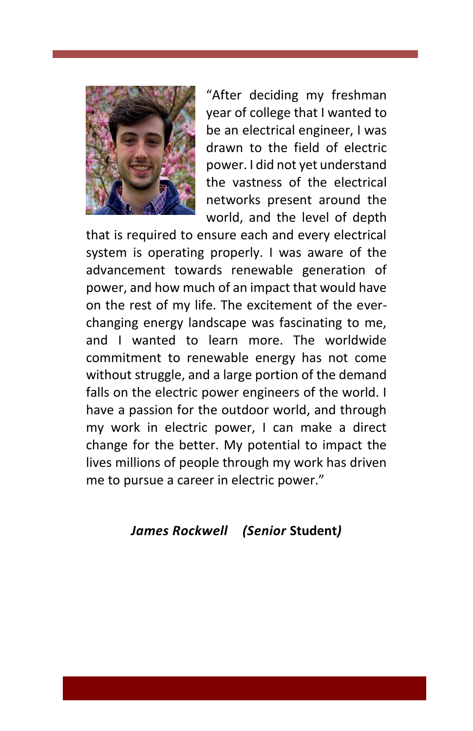"After deciding my freshman year of college that I wanted to be an electrical engineer, I was drawn to the field of electric power. I did not yet understand the vastness of the electrical networks present around the world, and the level of depth that is required to ensure each and every electrical system is operating properly. I was aware of the advancement towards renewable generation of power, and how much of an impact that would have on the rest of my life. The excitement of the ever-changing energy landscape was fascinating to me, and I wanted to learn more. The worldwide commitment to renewable energy has not come without struggle, and a large portion of the demand falls on the electric power engineers of the world. I have a passion for the outdoor world, and through my work in electric power, I can make a direct change for the better. My potential to impact the lives millions of people through my work has driven me to pursue a career in electric power."

***James Rockwell (Senior* Student*)***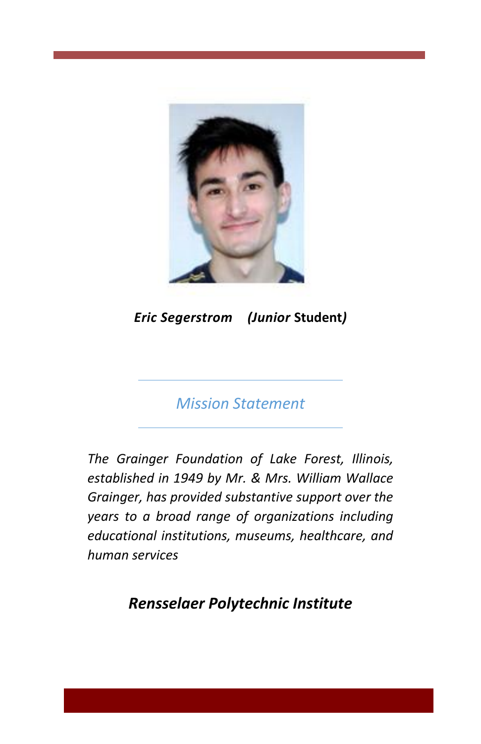***Eric Segerstrom*** ***(Junior* Student*)***

*Mission Statement*

*The Grainger Foundation of Lake Forest, Illinois, established in 1949 by Mr. & Mrs. William Wallace Grainger, has provided substantive support over the years to a broad range of organizations including educational institutions, museums, healthcare, and human services*

***Rensselaer Polytechnic Institute***